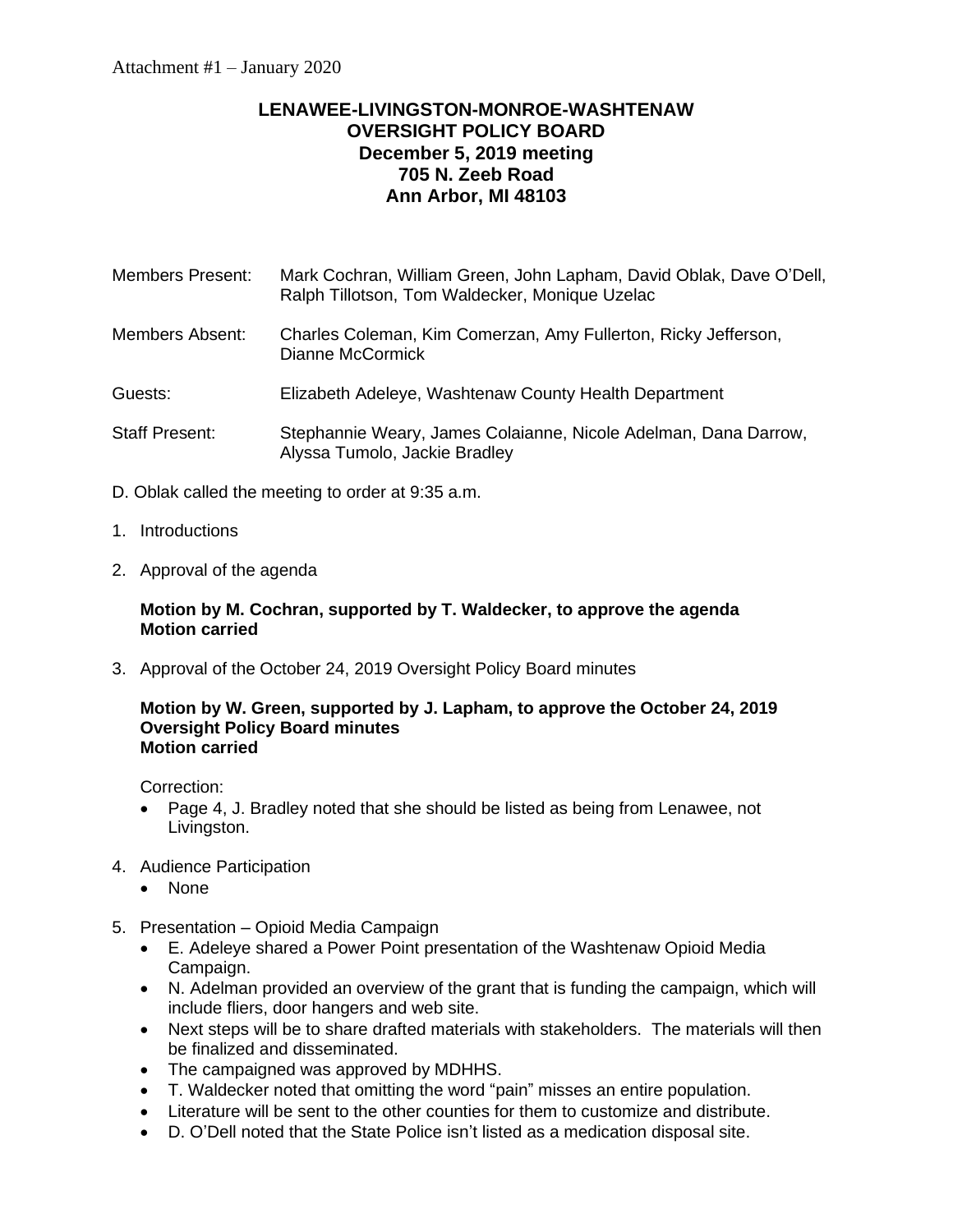Attachment #1 – January 2020

# LENAWEE-LIVINGSTON-MONROE-WASHTENAW OVERSIGHT POLICY BOARD
## December 5, 2019 meeting
## 705 N. Zeeb Road
## Ann Arbor, MI 48103

Members Present: Mark Cochran, William Green, John Lapham, David Oblak, Dave O'Dell, Ralph Tillotson, Tom Waldecker, Monique Uzelac

Members Absent: Charles Coleman, Kim Comerzan, Amy Fullerton, Ricky Jefferson, Dianne McCormick

Guests: Elizabeth Adeleye, Washtenaw County Health Department

Staff Present: Stephannie Weary, James Colaianne, Nicole Adelman, Dana Darrow, Alyssa Tumolo, Jackie Bradley

D. Oblak called the meeting to order at 9:35 a.m.

1. Introductions

2. Approval of the agenda

   **Motion by M. Cochran, supported by T. Waldecker, to approve the agenda**
   **Motion carried**

3. Approval of the October 24, 2019 Oversight Policy Board minutes

   **Motion by W. Green, supported by J. Lapham, to approve the October 24, 2019 Oversight Policy Board minutes**
   **Motion carried**

   Correction:
   - Page 4, J. Bradley noted that she should be listed as being from Lenawee, not Livingston.

4. Audience Participation
   - None

5. Presentation – Opioid Media Campaign
   - E. Adeleye shared a Power Point presentation of the Washtenaw Opioid Media Campaign.
   - N. Adelman provided an overview of the grant that is funding the campaign, which will include fliers, door hangers and web site.
   - Next steps will be to share drafted materials with stakeholders. The materials will then be finalized and disseminated.
   - The campaigned was approved by MDHHS.
   - T. Waldecker noted that omitting the word "pain" misses an entire population.
   - Literature will be sent to the other counties for them to customize and distribute.
   - D. O'Dell noted that the State Police isn't listed as a medication disposal site.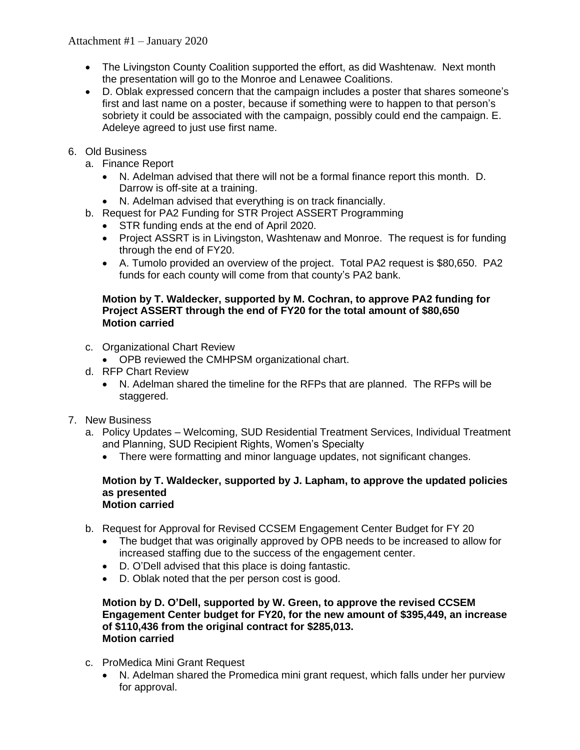- The Livingston County Coalition supported the effort, as did Washtenaw. Next month the presentation will go to the Monroe and Lenawee Coalitions.
- D. Oblak expressed concern that the campaign includes a poster that shares someone's first and last name on a poster, because if something were to happen to that person's sobriety it could be associated with the campaign, possibly could end the campaign. E. Adeleye agreed to just use first name.

6. Old Business
   a. Finance Report
      - N. Adelman advised that there will not be a formal finance report this month. D. Darrow is off-site at a training.
      - N. Adelman advised that everything is on track financially.
   b. Request for PA2 Funding for STR Project ASSERT Programming
      - STR funding ends at the end of April 2020.
      - Project ASSRT is in Livingston, Washtenaw and Monroe. The request is for funding through the end of FY20.
      - A. Tumolo provided an overview of the project. Total PA2 request is $80,650. PA2 funds for each county will come from that county's PA2 bank.

   **Motion by T. Waldecker, supported by M. Cochran, to approve PA2 funding for Project ASSERT through the end of FY20 for the total amount of $80,650**
   **Motion carried**

   c. Organizational Chart Review
      - OPB reviewed the CMHPSM organizational chart.
   d. RFP Chart Review
      - N. Adelman shared the timeline for the RFPs that are planned. The RFPs will be staggered.

7. New Business
   a. Policy Updates – Welcoming, SUD Residential Treatment Services, Individual Treatment and Planning, SUD Recipient Rights, Women's Specialty
      - There were formatting and minor language updates, not significant changes.

   **Motion by T. Waldecker, supported by J. Lapham, to approve the updated policies as presented**
   **Motion carried**

   b. Request for Approval for Revised CCSEM Engagement Center Budget for FY 20
      - The budget that was originally approved by OPB needs to be increased to allow for increased staffing due to the success of the engagement center.
      - D. O'Dell advised that this place is doing fantastic.
      - D. Oblak noted that the per person cost is good.

   **Motion by D. O'Dell, supported by W. Green, to approve the revised CCSEM Engagement Center budget for FY20, for the new amount of $395,449, an increase of $110,436 from the original contract for $285,013.**
   **Motion carried**

   c. ProMedica Mini Grant Request
      - N. Adelman shared the Promedica mini grant request, which falls under her purview for approval.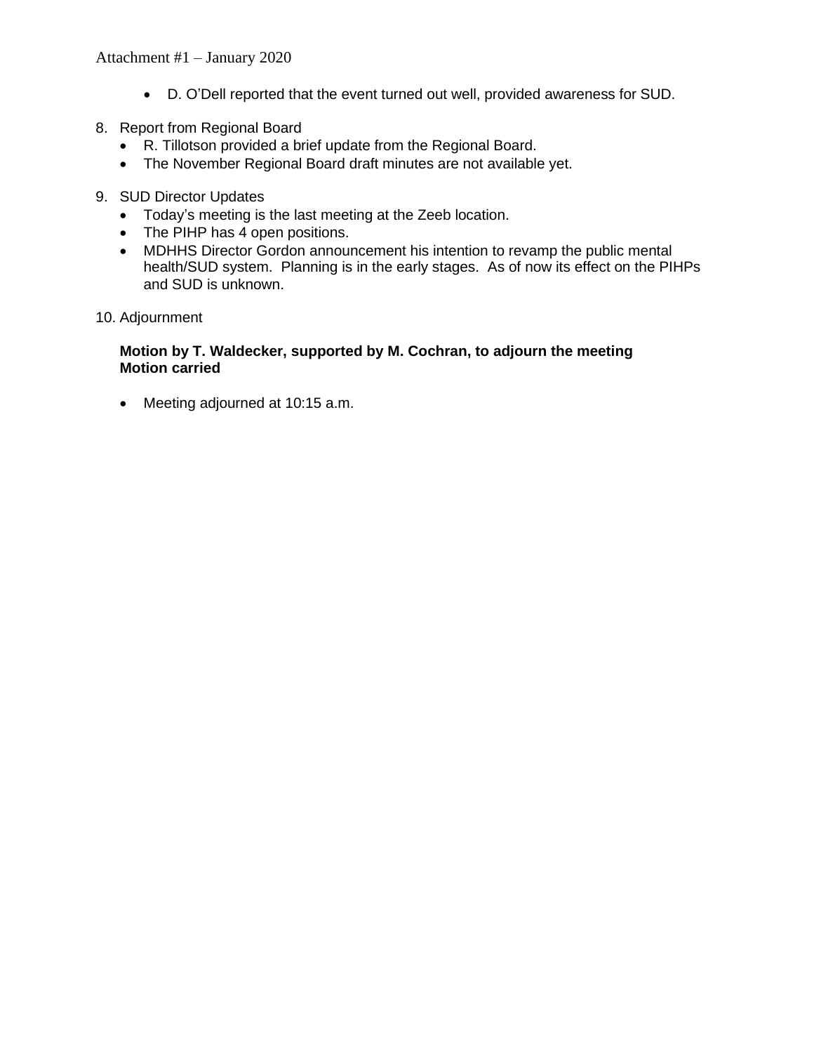- D. O'Dell reported that the event turned out well, provided awareness for SUD.

8. Report from Regional Board
   - R. Tillotson provided a brief update from the Regional Board.
   - The November Regional Board draft minutes are not available yet.

9. SUD Director Updates
   - Today's meeting is the last meeting at the Zeeb location.
   - The PIHP has 4 open positions.
   - MDHHS Director Gordon announcement his intention to revamp the public mental health/SUD system. Planning is in the early stages. As of now its effect on the PIHPs and SUD is unknown.

10. Adjournment

    **Motion by T. Waldecker, supported by M. Cochran, to adjourn the meeting**
    **Motion carried**

    - Meeting adjourned at 10:15 a.m.